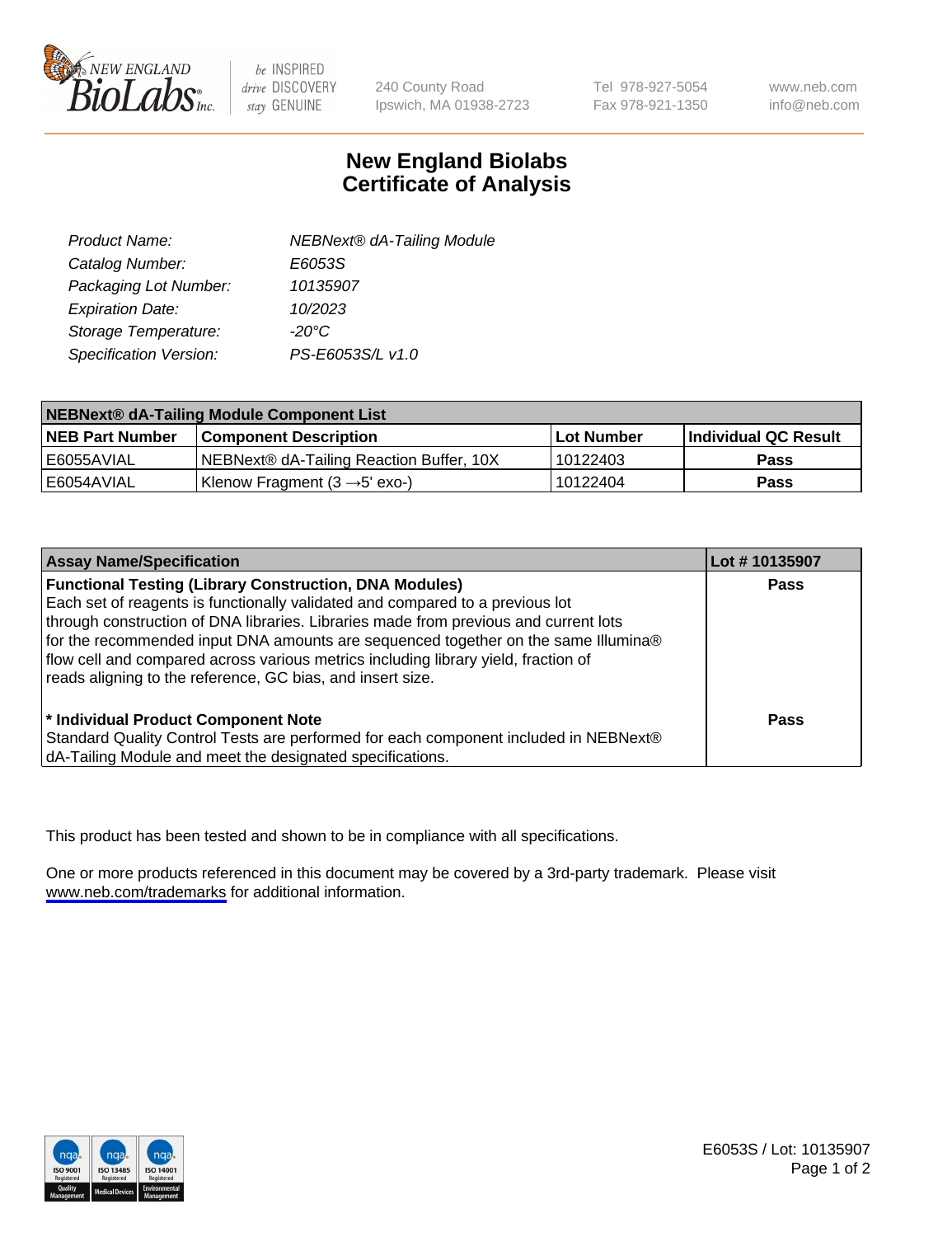# New England Biolabs Certificate of Analysis

| | |
|---|---|
| *Product Name:* | *NEBNext® dA-Tailing Module* |
| *Catalog Number:* | *E6053S* |
| *Packaging Lot Number:* | *10135907* |
| *Expiration Date:* | *10/2023* |
| *Storage Temperature:* | *-20°C* |
| *Specification Version:* | *PS-E6053S/L v1.0* |

| NEBNext® dA-Tailing Module Component List | | | |
|---|---|---|---|
| **NEB Part Number** | **Component Description** | **Lot Number** | **Individual QC Result** |
| E6055AVIAL | NEBNext® dA-Tailing Reaction Buffer, 10X | 10122403 | **Pass** |
| E6054AVIAL | Klenow Fragment (3 →5' exo-) | 10122404 | **Pass** |

| Assay Name/Specification | Lot # 10135907 |
|---|---|
| **Functional Testing (Library Construction, DNA Modules)** Each set of reagents is functionally validated and compared to a previous lot through construction of DNA libraries. Libraries made from previous and current lots for the recommended input DNA amounts are sequenced together on the same Illumina® flow cell and compared across various metrics including library yield, fraction of reads aligning to the reference, GC bias, and insert size. | **Pass** |
| **\* Individual Product Component Note** Standard Quality Control Tests are performed for each component included in NEBNext® dA-Tailing Module and meet the designated specifications. | **Pass** |

This product has been tested and shown to be in compliance with all specifications.

One or more products referenced in this document may be covered by a 3rd-party trademark. Please visit www.neb.com/trademarks for additional information.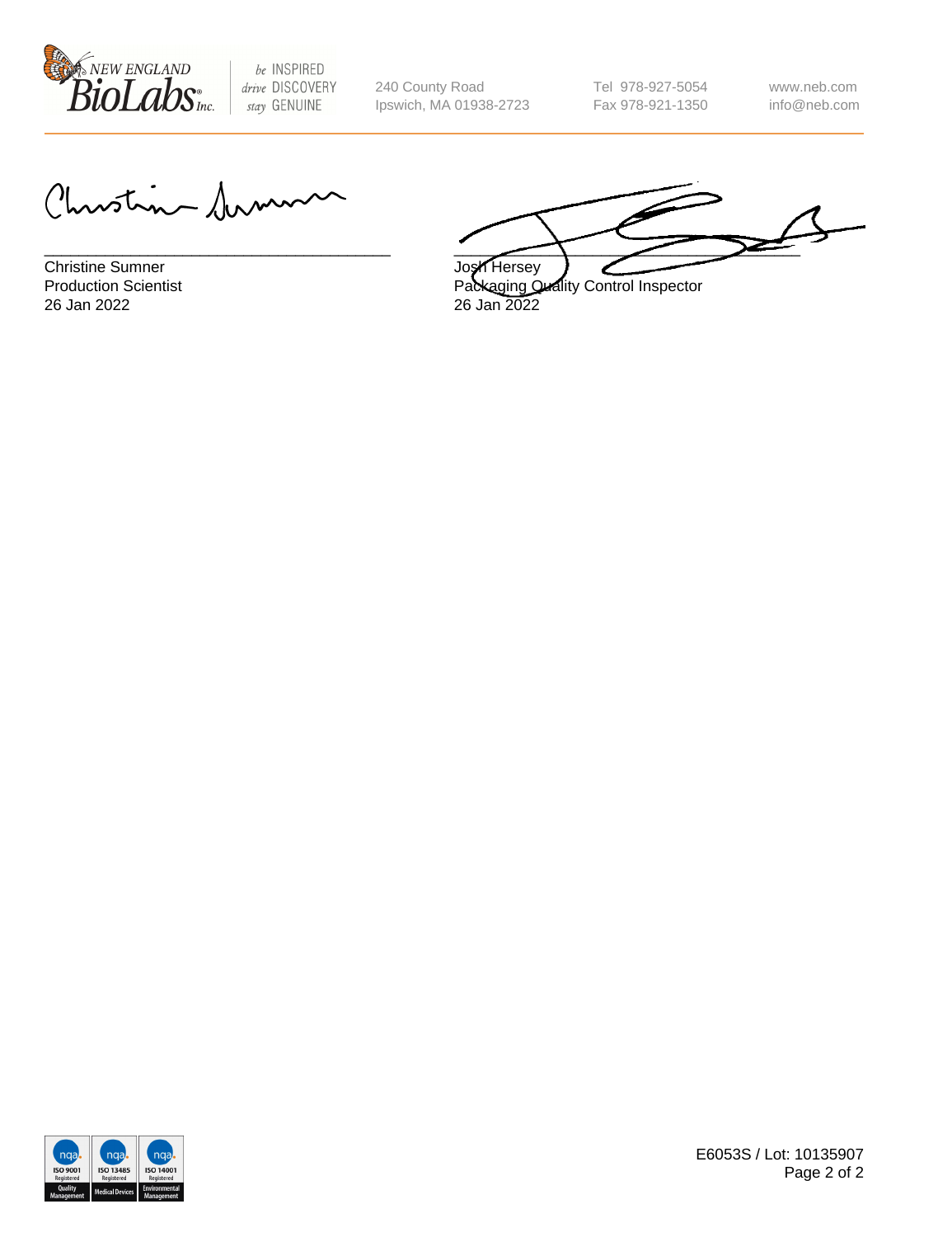New England BioLabs Inc. — be INSPIRED drive DISCOVERY stay GENUINE

240 County Road
Ipswich, MA 01938-2723

Tel 978-927-5054
Fax 978-921-1350

www.neb.com
info@neb.com

Christine Sumner
Production Scientist
26 Jan 2022

Josh Hersey
Packaging Quality Control Inspector
26 Jan 2022

E6053S / Lot: 10135907